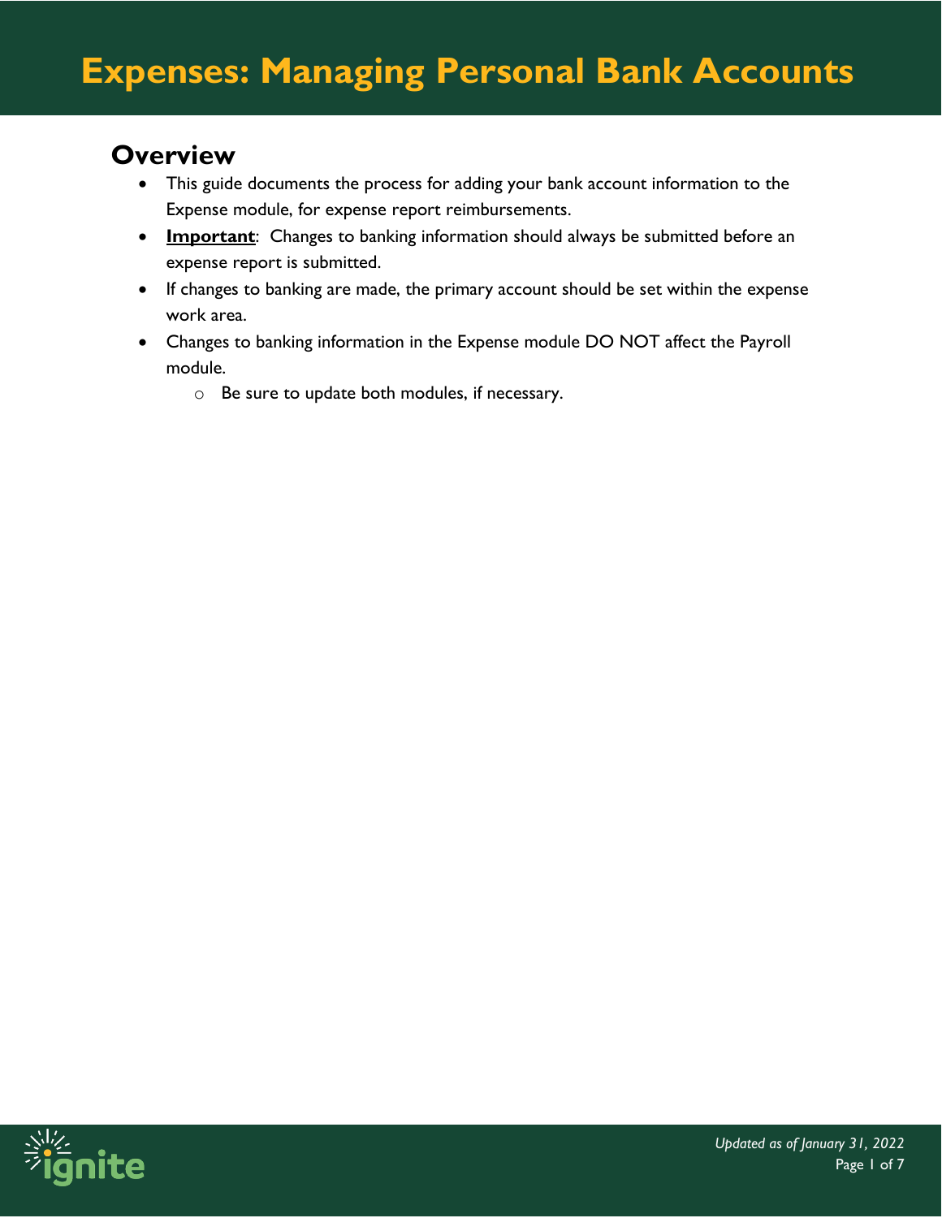# Expenses: Managing Personal Bank Accounts

## Overview

- This guide documents the process for adding your bank account information to the Expense module, for expense report reimbursements.
- **Important**: Changes to banking information should always be submitted before an expense report is submitted.
- If changes to banking are made, the primary account should be set within the expense work area.
- Changes to banking information in the Expense module DO NOT affect the Payroll module.
  - Be sure to update both modules, if necessary.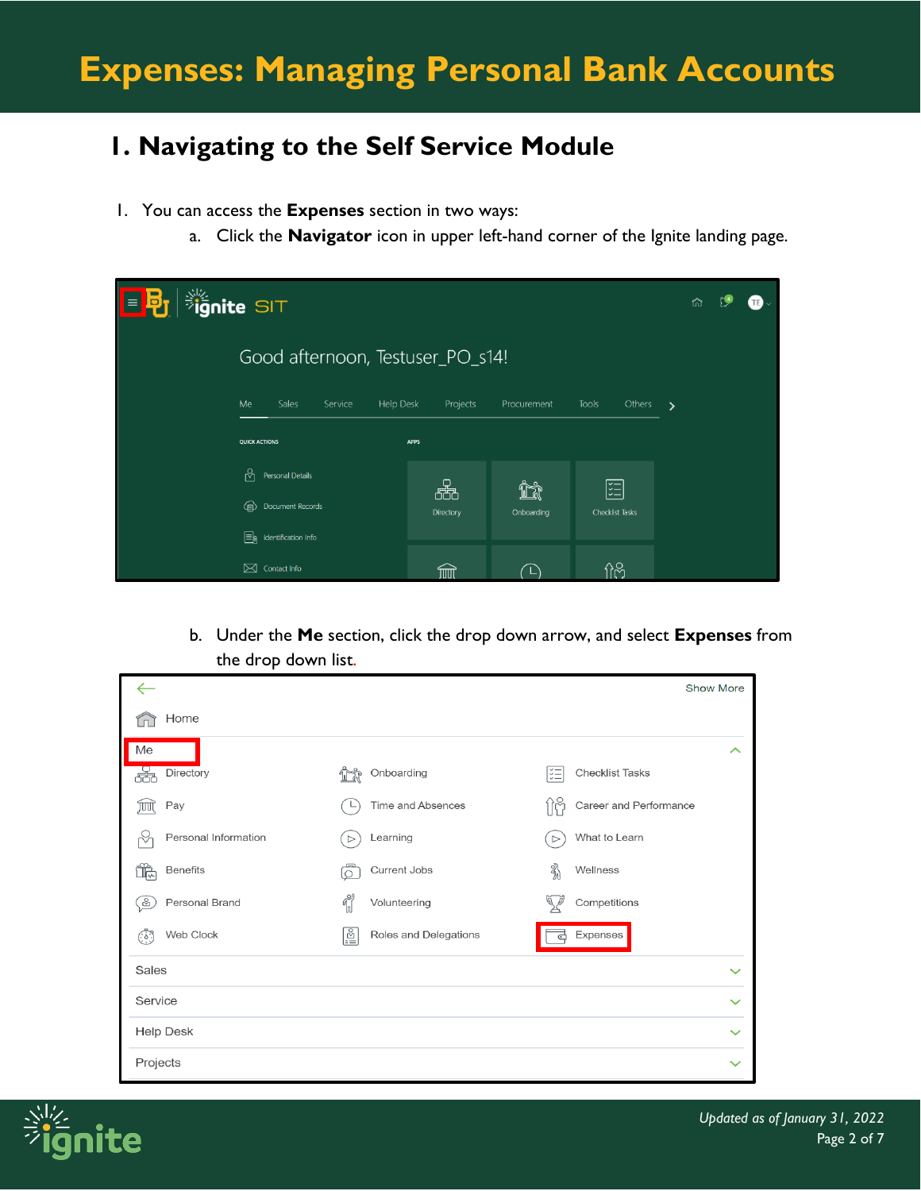# Expenses: Managing Personal Bank Accounts

## 1. Navigating to the Self Service Module

1. You can access the **Expenses** section in two ways:
   a. Click the **Navigator** icon in upper left-hand corner of the Ignite landing page.

   b. Under the **Me** section, click the drop down arrow, and select **Expenses** from the drop down list.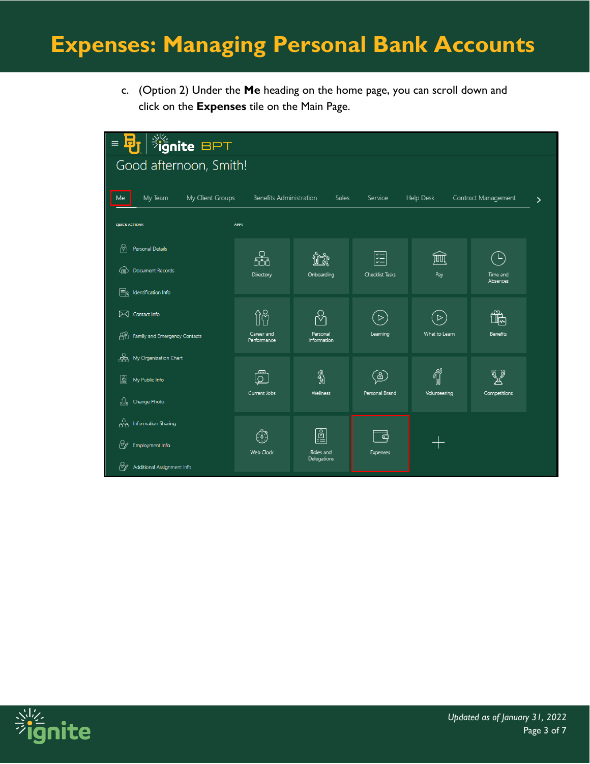# Expenses: Managing Personal Bank Accounts

c. (Option 2) Under the **Me** heading on the home page, you can scroll down and click on the **Expenses** tile on the Main Page.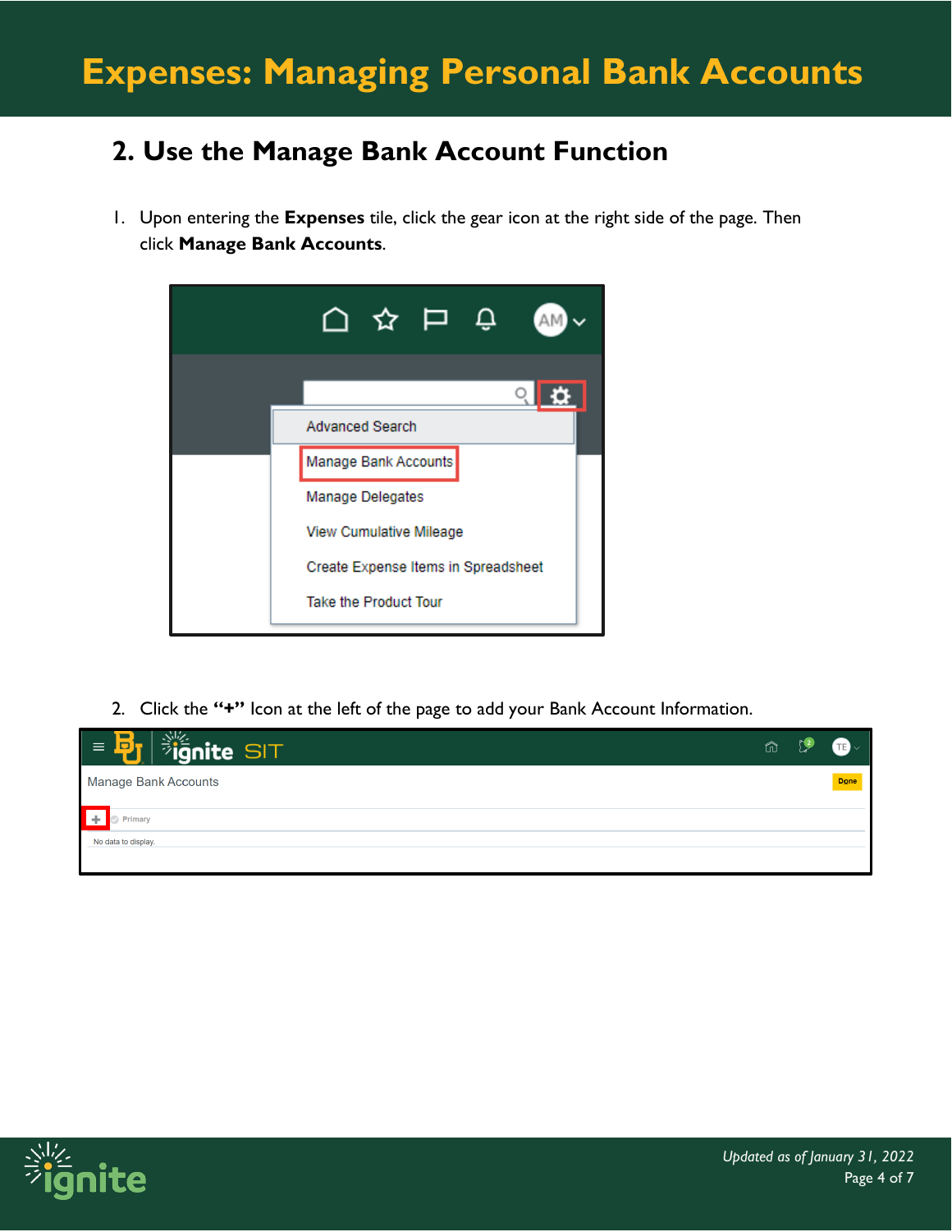## 2. Use the Manage Bank Account Function

1. Upon entering the **Expenses** tile, click the gear icon at the right side of the page. Then click **Manage Bank Accounts**.

2. Click the **"+"** Icon at the left of the page to add your Bank Account Information.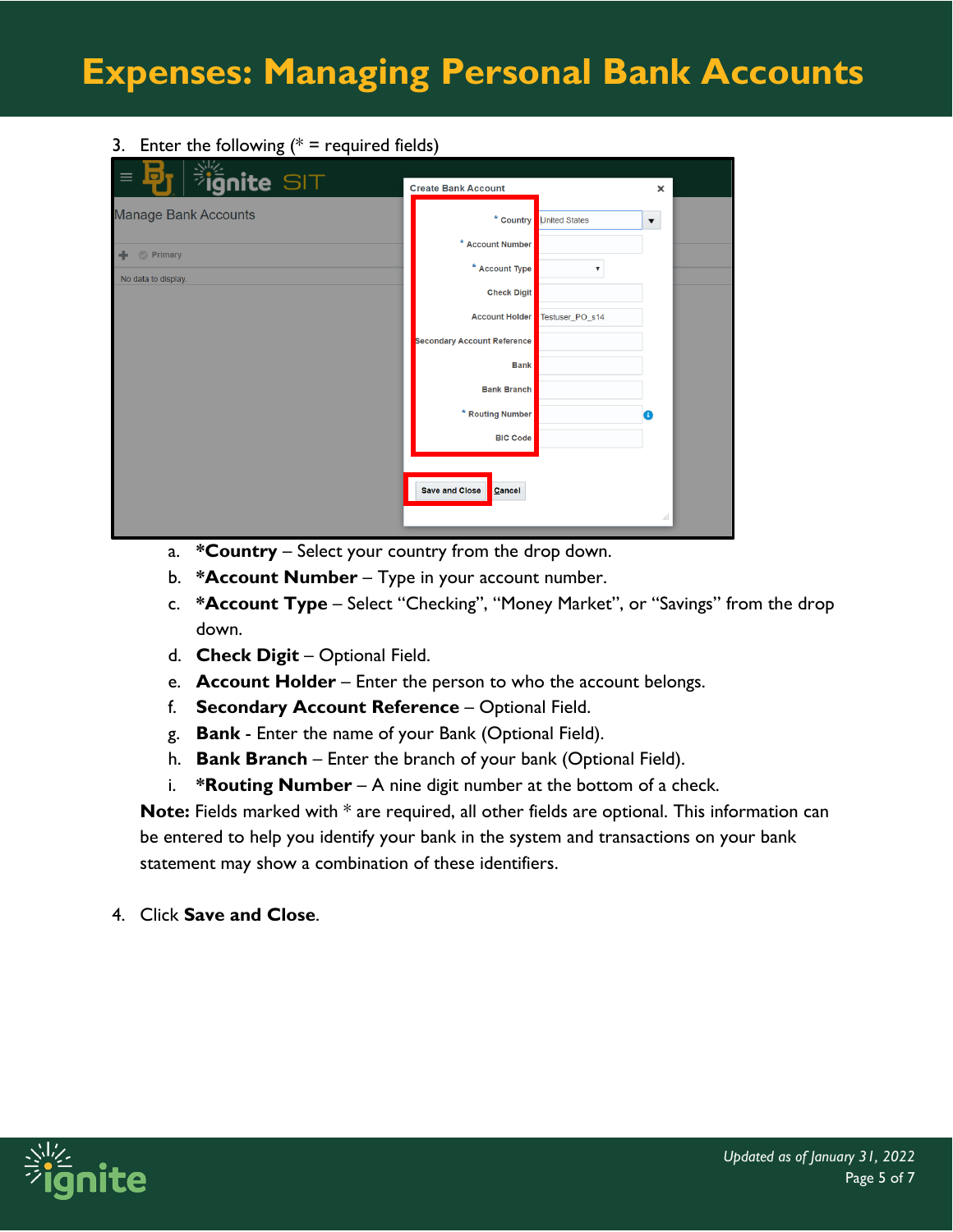# Expenses: Managing Personal Bank Accounts

3. Enter the following (* = required fields)

   a. ***Country** – Select your country from the drop down.
   b. ***Account Number** – Type in your account number.
   c. ***Account Type** – Select "Checking", "Money Market", or "Savings" from the drop down.
   d. **Check Digit** – Optional Field.
   e. **Account Holder** – Enter the person to who the account belongs.
   f. **Secondary Account Reference** – Optional Field.
   g. **Bank** - Enter the name of your Bank (Optional Field).
   h. **Bank Branch** – Enter the branch of your bank (Optional Field).
   i. ***Routing Number** – A nine digit number at the bottom of a check.

   **Note:** Fields marked with * are required, all other fields are optional. This information can be entered to help you identify your bank in the system and transactions on your bank statement may show a combination of these identifiers.

4. Click **Save and Close**.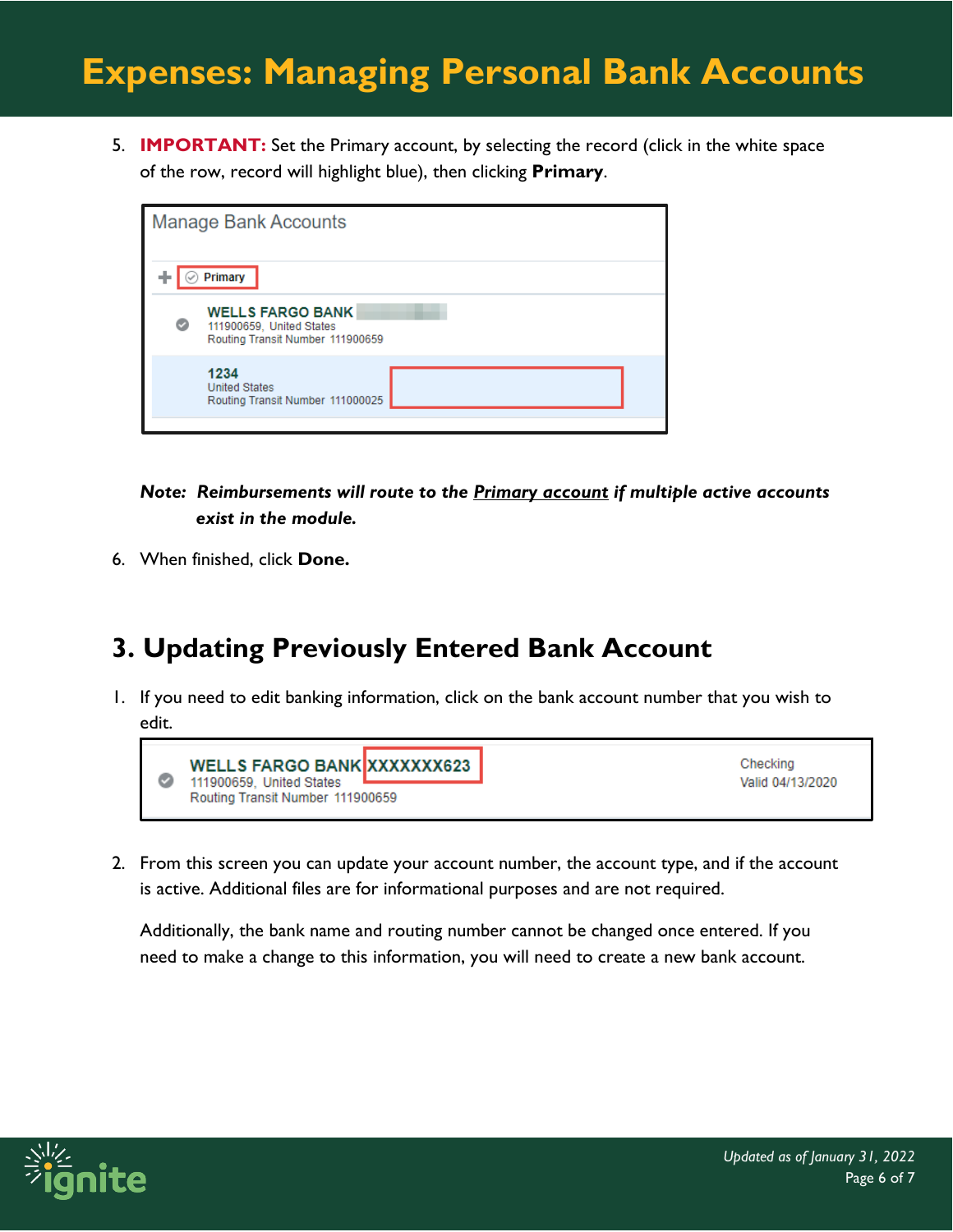5. **IMPORTANT:** Set the Primary account, by selecting the record (click in the white space of the row, record will highlight blue), then clicking **Primary**.

Manage Bank Accounts

Primary

WELLS FARGO BANK
111900659, United States
Routing Transit Number 111900659

1234
United States
Routing Transit Number 111000025

***Note: Reimbursements will route to the <u>Primary account</u> if multiple active accounts exist in the module.***

6. When finished, click **Done.**

## 3. Updating Previously Entered Bank Account

1. If you need to edit banking information, click on the bank account number that you wish to edit.

WELLS FARGO BANK XXXXXXX623
111900659, United States
Routing Transit Number 111900659

Checking
Valid 04/13/2020

2. From this screen you can update your account number, the account type, and if the account is active. Additional files are for informational purposes and are not required.

   Additionally, the bank name and routing number cannot be changed once entered. If you need to make a change to this information, you will need to create a new bank account.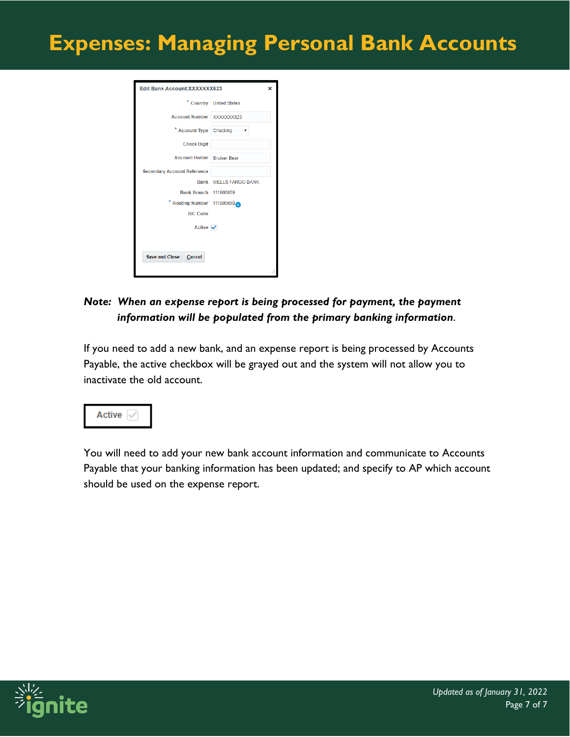# Expenses: Managing Personal Bank Accounts

Edit Bank Account:XXXXXXX623

\* Country United States

Account Number XXXXXXX623

\* Account Type Checking

Check Digit

Account Holder Bruiser Bear

Secondary Account Reference

Bank WELLS FARGO BANK

Bank Branch 111900659

\* Routing Number 111900659

BIC Code

Active

Save and Close Cancel

***Note: When an expense report is being processed for payment, the payment information will be populated from the primary banking information.***

If you need to add a new bank, and an expense report is being processed by Accounts Payable, the active checkbox will be grayed out and the system will not allow you to inactivate the old account.

Active

You will need to add your new bank account information and communicate to Accounts Payable that your banking information has been updated; and specify to AP which account should be used on the expense report.